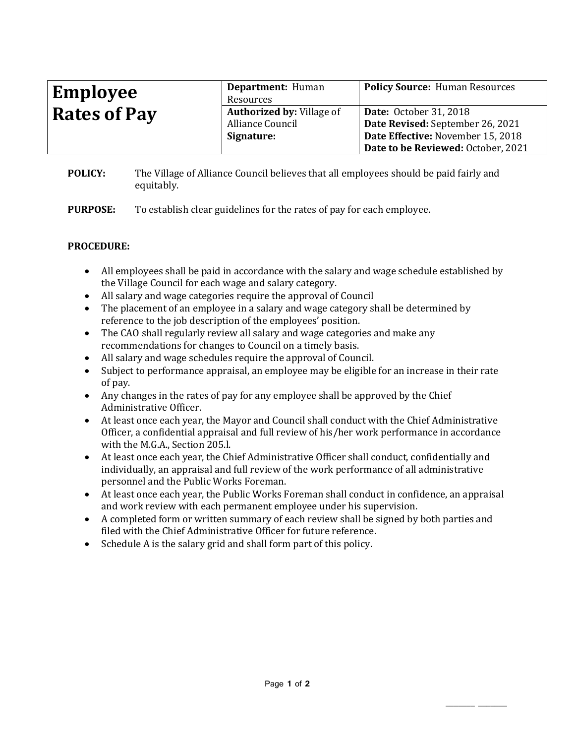| Employee Rates of Pay | **Department:** Human Resources | **Policy Source:** Human Resources |
|---|---|---|
| | **Authorized by:** Village of Alliance Council<br>**Signature:** | **Date:** October 31, 2018<br>**Date Revised:** September 26, 2021<br>**Date Effective:** November 15, 2018<br>**Date to be Reviewed:** October, 2021 |

**POLICY:** The Village of Alliance Council believes that all employees should be paid fairly and equitably.

**PURPOSE:** To establish clear guidelines for the rates of pay for each employee.

**PROCEDURE:**

- All employees shall be paid in accordance with the salary and wage schedule established by the Village Council for each wage and salary category.
- All salary and wage categories require the approval of Council
- The placement of an employee in a salary and wage category shall be determined by reference to the job description of the employees' position.
- The CAO shall regularly review all salary and wage categories and make any recommendations for changes to Council on a timely basis.
- All salary and wage schedules require the approval of Council.
- Subject to performance appraisal, an employee may be eligible for an increase in their rate of pay.
- Any changes in the rates of pay for any employee shall be approved by the Chief Administrative Officer.
- At least once each year, the Mayor and Council shall conduct with the Chief Administrative Officer, a confidential appraisal and full review of his/her work performance in accordance with the M.G.A., Section 205.l.
- At least once each year, the Chief Administrative Officer shall conduct, confidentially and individually, an appraisal and full review of the work performance of all administrative personnel and the Public Works Foreman.
- At least once each year, the Public Works Foreman shall conduct in confidence, an appraisal and work review with each permanent employee under his supervision.
- A completed form or written summary of each review shall be signed by both parties and filed with the Chief Administrative Officer for future reference.
- Schedule A is the salary grid and shall form part of this policy.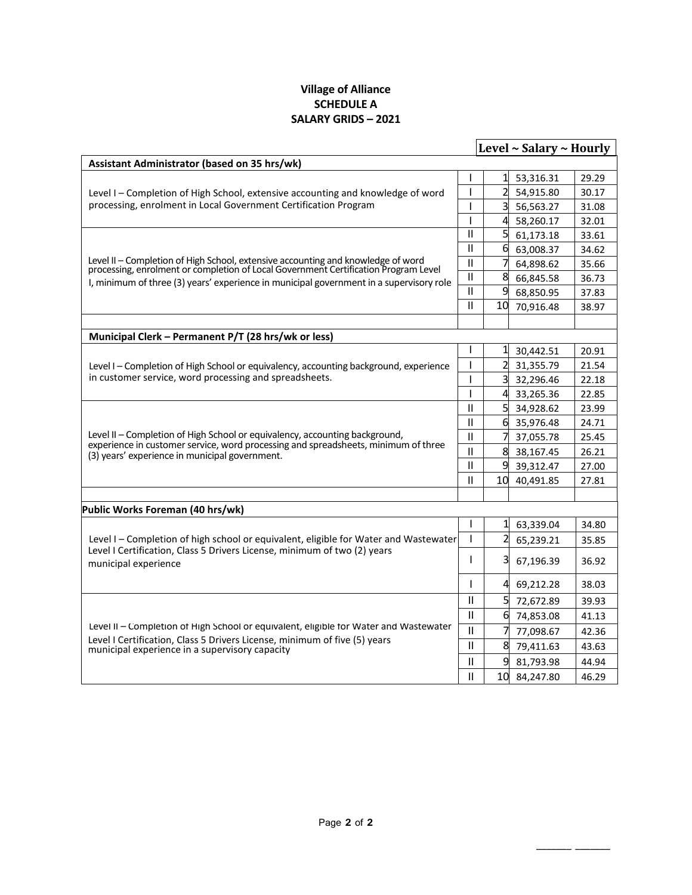**Village of Alliance**
**SCHEDULE A**
**SALARY GRIDS – 2021**

| | Level ~ Salary ~ Hourly | | | |
|---|---|---|---|---|
| **Assistant Administrator (based on 35 hrs/wk)** | | | | |
| Level I – Completion of High School, extensive accounting and knowledge of word processing, enrolment in Local Government Certification Program | I | 1 | 53,316.31 | 29.29 |
| | I | 2 | 54,915.80 | 30.17 |
| | I | 3 | 56,563.27 | 31.08 |
| | I | 4 | 58,260.17 | 32.01 |
| Level II – Completion of High School, extensive accounting and knowledge of word processing, enrolment or completion of Local Government Certification Program Level I, minimum of three (3) years' experience in municipal government in a supervisory role | II | 5 | 61,173.18 | 33.61 |
| | II | 6 | 63,008.37 | 34.62 |
| | II | 7 | 64,898.62 | 35.66 |
| | II | 8 | 66,845.58 | 36.73 |
| | II | 9 | 68,850.95 | 37.83 |
| | II | 10 | 70,916.48 | 38.97 |
| | | | | |
| **Municipal Clerk – Permanent P/T (28 hrs/wk or less)** | | | | |
| Level I – Completion of High School or equivalency, accounting background, experience in customer service, word processing and spreadsheets. | I | 1 | 30,442.51 | 20.91 |
| | I | 2 | 31,355.79 | 21.54 |
| | I | 3 | 32,296.46 | 22.18 |
| | I | 4 | 33,265.36 | 22.85 |
| Level II – Completion of High School or equivalency, accounting background, experience in customer service, word processing and spreadsheets, minimum of three (3) years' experience in municipal government. | II | 5 | 34,928.62 | 23.99 |
| | II | 6 | 35,976.48 | 24.71 |
| | II | 7 | 37,055.78 | 25.45 |
| | II | 8 | 38,167.45 | 26.21 |
| | II | 9 | 39,312.47 | 27.00 |
| | II | 10 | 40,491.85 | 27.81 |
| | | | | |
| **Public Works Foreman (40 hrs/wk)** | | | | |
| Level I – Completion of high school or equivalent, eligible for Water and Wastewater Level I Certification, Class 5 Drivers License, minimum of two (2) years municipal experience | I | 1 | 63,339.04 | 34.80 |
| | I | 2 | 65,239.21 | 35.85 |
| | I | 3 | 67,196.39 | 36.92 |
| | I | 4 | 69,212.28 | 38.03 |
| Level II – Completion of High School or equivalent, eligible for Water and Wastewater Level I Certification, Class 5 Drivers License, minimum of five (5) years municipal experience in a supervisory capacity | II | 5 | 72,672.89 | 39.93 |
| | II | 6 | 74,853.08 | 41.13 |
| | II | 7 | 77,098.67 | 42.36 |
| | II | 8 | 79,411.63 | 43.63 |
| | II | 9 | 81,793.98 | 44.94 |
| | II | 10 | 84,247.80 | 46.29 |

______ ______